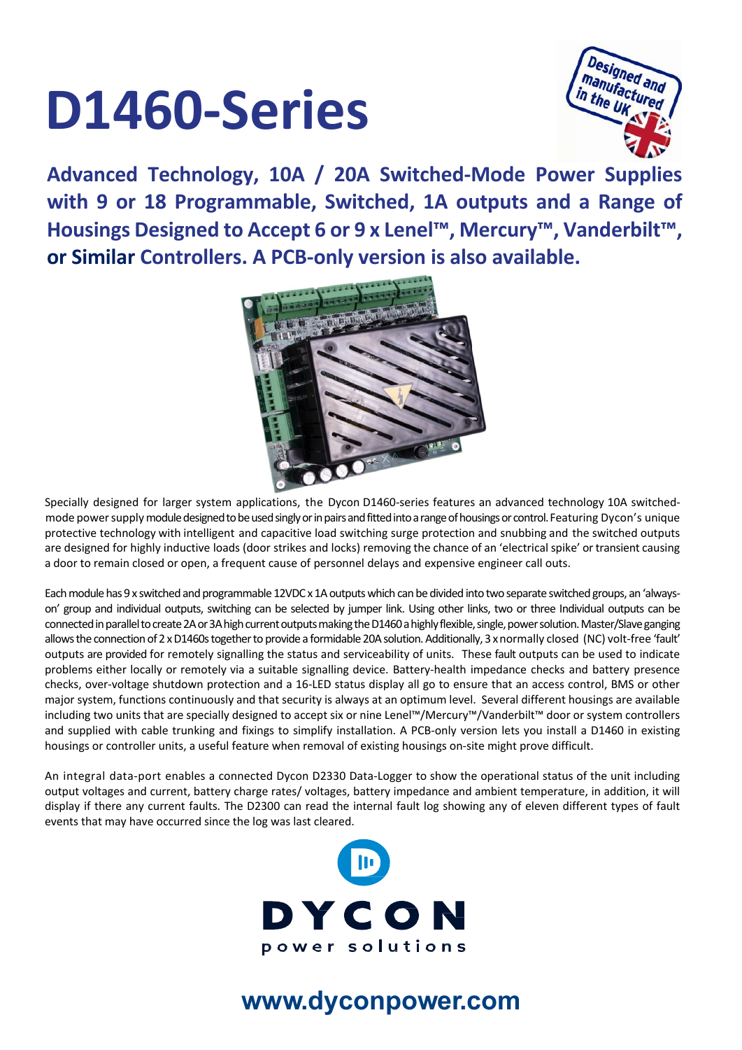# D1460-Series

Designed and manufactured in the UK

## Advanced Technology, 10A / 20A Switched-Mode Power Supplies with 9 or 18 Programmable, Switched, 1A outputs and a Range of Housings Designed to Accept 6 or 9 x Lenel™, Mercury™, Vanderbilt™, or Similar Controllers. A PCB-only version is also available.

Specially designed for larger system applications, the Dycon D1460-series features an advanced technology 10A switched-mode power supply module designed to be used singly or in pairs and fitted into a range of housings or control. Featuring Dycon's unique protective technology with intelligent and capacitive load switching surge protection and snubbing and the switched outputs are designed for highly inductive loads (door strikes and locks) removing the chance of an 'electrical spike' or transient causing a door to remain closed or open, a frequent cause of personnel delays and expensive engineer call outs.

Each module has 9 x switched and programmable 12VDC x 1A outputs which can be divided into two separate switched groups, an 'always-on' group and individual outputs, switching can be selected by jumper link. Using other links, two or three Individual outputs can be connected in parallel to create 2A or 3A high current outputs making the D1460 a highly flexible, single, power solution. Master/Slave ganging allows the connection of 2 x D1460s together to provide a formidable 20A solution. Additionally, 3 x normally closed (NC) volt-free 'fault' outputs are provided for remotely signalling the status and serviceability of units. These fault outputs can be used to indicate problems either locally or remotely via a suitable signalling device. Battery-health impedance checks and battery presence checks, over-voltage shutdown protection and a 16-LED status display all go to ensure that an access control, BMS or other major system, functions continuously and that security is always at an optimum level. Several different housings are available including two units that are specially designed to accept six or nine Lenel™/Mercury™/Vanderbilt™ door or system controllers and supplied with cable trunking and fixings to simplify installation. A PCB-only version lets you install a D1460 in existing housings or controller units, a useful feature when removal of existing housings on-site might prove difficult.

An integral data-port enables a connected Dycon D2330 Data-Logger to show the operational status of the unit including output voltages and current, battery charge rates/ voltages, battery impedance and ambient temperature, in addition, it will display if there any current faults. The D2300 can read the internal fault log showing any of eleven different types of fault events that may have occurred since the log was last cleared.

DYCON
power solutions

www.dyconpower.com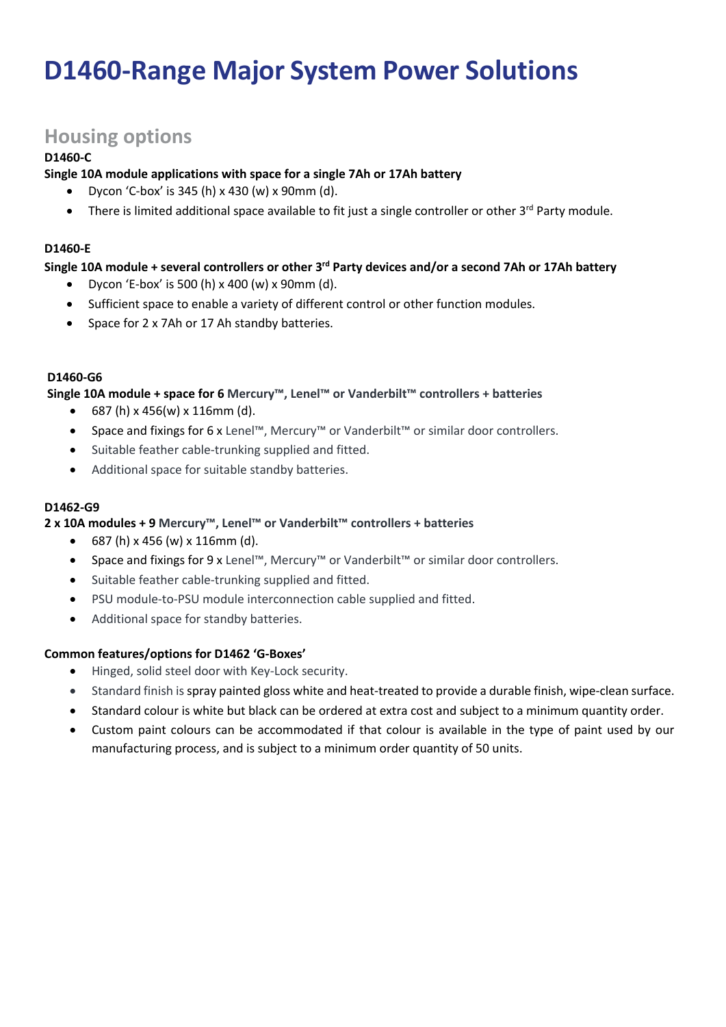# D1460-Range Major System Power Solutions

## Housing options

**D1460-C**

**Single 10A module applications with space for a single 7Ah or 17Ah battery**

- Dycon 'C-box' is 345 (h) x 430 (w) x 90mm (d).
- There is limited additional space available to fit just a single controller or other 3rd Party module.

**D1460-E**

**Single 10A module + several controllers or other 3rd Party devices and/or a second 7Ah or 17Ah battery**

- Dycon 'E-box' is 500 (h) x 400 (w) x 90mm (d).
- Sufficient space to enable a variety of different control or other function modules.
- Space for 2 x 7Ah or 17 Ah standby batteries.

**D1460-G6**

**Single 10A module + space for 6 Mercury™, Lenel™ or Vanderbilt™ controllers + batteries**

- 687 (h) x 456(w) x 116mm (d).
- Space and fixings for 6 x Lenel™, Mercury™ or Vanderbilt™ or similar door controllers.
- Suitable feather cable-trunking supplied and fitted.
- Additional space for suitable standby batteries.

**D1462-G9**

**2 x 10A modules + 9 Mercury™, Lenel™ or Vanderbilt™ controllers + batteries**

- 687 (h) x 456 (w) x 116mm (d).
- Space and fixings for 9 x Lenel™, Mercury™ or Vanderbilt™ or similar door controllers.
- Suitable feather cable-trunking supplied and fitted.
- PSU module-to-PSU module interconnection cable supplied and fitted.
- Additional space for standby batteries.

**Common features/options for D1462 'G-Boxes'**

- Hinged, solid steel door with Key-Lock security.
- Standard finish is spray painted gloss white and heat-treated to provide a durable finish, wipe-clean surface.
- Standard colour is white but black can be ordered at extra cost and subject to a minimum quantity order.
- Custom paint colours can be accommodated if that colour is available in the type of paint used by our manufacturing process, and is subject to a minimum order quantity of 50 units.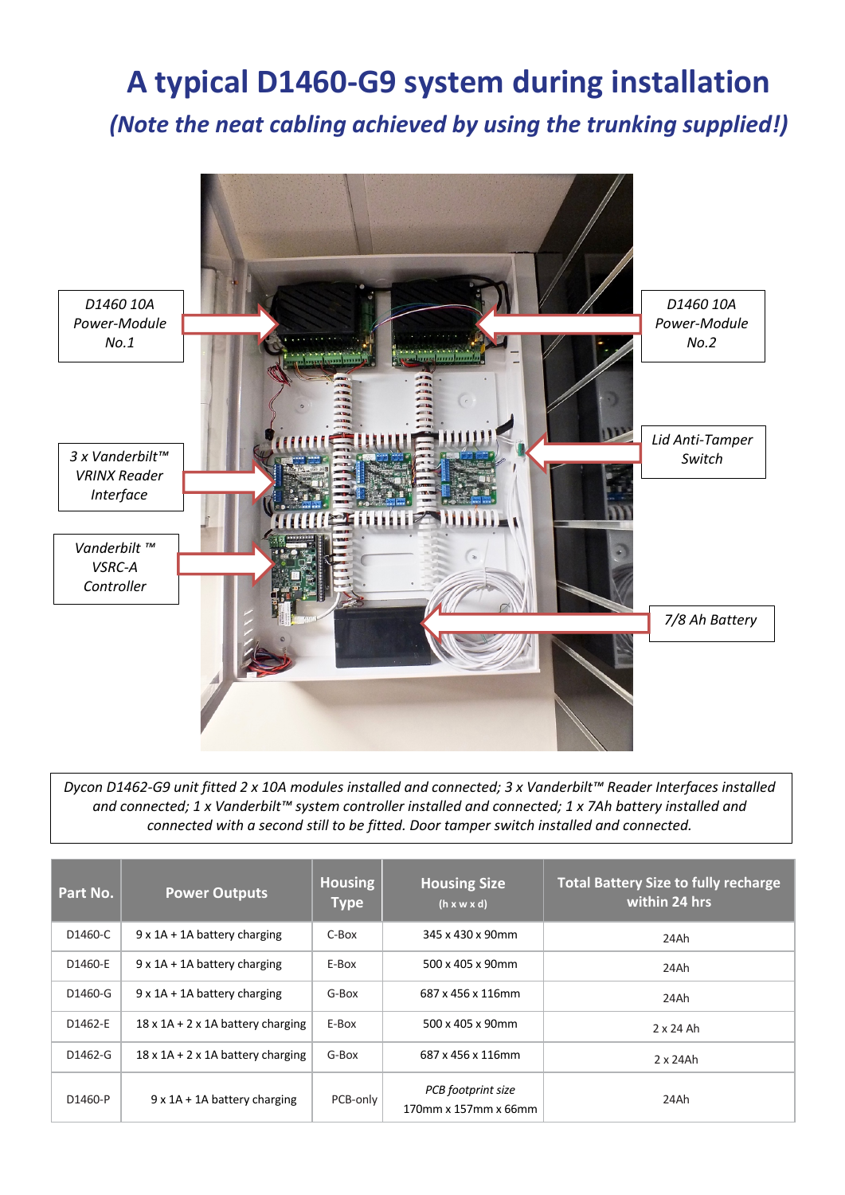# A typical D1460-G9 system during installation

## *(Note the neat cabling achieved by using the trunking supplied!)*

*D1460 10A Power-Module No.1*

*D1460 10A Power-Module No.2*

*3 x Vanderbilt™ VRINX Reader Interface*

*Lid Anti-Tamper Switch*

*Vanderbilt ™ VSRC-A Controller*

*7/8 Ah Battery*

*Dycon D1462-G9 unit fitted 2 x 10A modules installed and connected; 3 x Vanderbilt™ Reader Interfaces installed and connected; 1 x Vanderbilt™ system controller installed and connected; 1 x 7Ah battery installed and connected with a second still to be fitted. Door tamper switch installed and connected.*

| Part No. | Power Outputs | Housing Type | Housing Size (h x w x d) | Total Battery Size to fully recharge within 24 hrs |
|---|---|---|---|---|
| D1460-C | 9 x 1A + 1A battery charging | C-Box | 345 x 430 x 90mm | 24Ah |
| D1460-E | 9 x 1A + 1A battery charging | E-Box | 500 x 405 x 90mm | 24Ah |
| D1460-G | 9 x 1A + 1A battery charging | G-Box | 687 x 456 x 116mm | 24Ah |
| D1462-E | 18 x 1A + 2 x 1A battery charging | E-Box | 500 x 405 x 90mm | 2 x 24 Ah |
| D1462-G | 18 x 1A + 2 x 1A battery charging | G-Box | 687 x 456 x 116mm | 2 x 24Ah |
| D1460-P | 9 x 1A + 1A battery charging | PCB-only | *PCB footprint size* 170mm x 157mm x 66mm | 24Ah |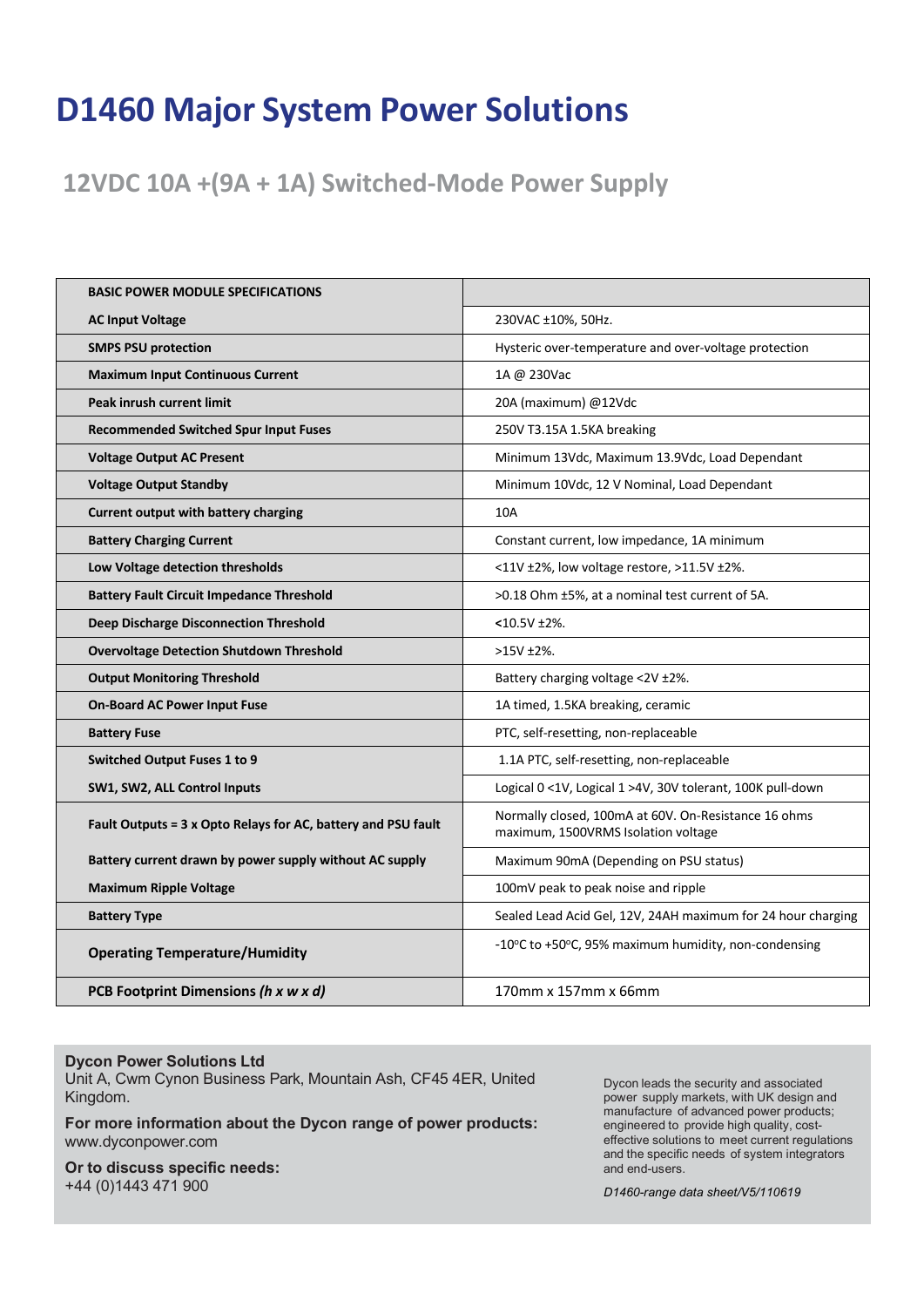# D1460 Major System Power Solutions

## 12VDC 10A +(9A + 1A) Switched-Mode Power Supply

| **BASIC POWER MODULE SPECIFICATIONS** | |
|---|---|
| **AC Input Voltage** | 230VAC ±10%, 50Hz. |
| **SMPS PSU protection** | Hysteric over-temperature and over-voltage protection |
| **Maximum Input Continuous Current** | 1A @ 230Vac |
| **Peak inrush current limit** | 20A (maximum) @12Vdc |
| **Recommended Switched Spur Input Fuses** | 250V T3.15A 1.5KA breaking |
| **Voltage Output AC Present** | Minimum 13Vdc, Maximum 13.9Vdc, Load Dependant |
| **Voltage Output Standby** | Minimum 10Vdc, 12 V Nominal, Load Dependant |
| **Current output with battery charging** | 10A |
| **Battery Charging Current** | Constant current, low impedance, 1A minimum |
| **Low Voltage detection thresholds** | <11V ±2%, low voltage restore, >11.5V ±2%. |
| **Battery Fault Circuit Impedance Threshold** | >0.18 Ohm ±5%, at a nominal test current of 5A. |
| **Deep Discharge Disconnection Threshold** | <10.5V ±2%. |
| **Overvoltage Detection Shutdown Threshold** | >15V ±2%. |
| **Output Monitoring Threshold** | Battery charging voltage <2V ±2%. |
| **On-Board AC Power Input Fuse** | 1A timed, 1.5KA breaking, ceramic |
| **Battery Fuse** | PTC, self-resetting, non-replaceable |
| **Switched Output Fuses 1 to 9** | 1.1A PTC, self-resetting, non-replaceable |
| **SW1, SW2, ALL Control Inputs** | Logical 0 <1V, Logical 1 >4V, 30V tolerant, 100K pull-down |
| **Fault Outputs = 3 x Opto Relays for AC, battery and PSU fault** | Normally closed, 100mA at 60V. On-Resistance 16 ohms maximum, 1500VRMS Isolation voltage |
| **Battery current drawn by power supply without AC supply** | Maximum 90mA (Depending on PSU status) |
| **Maximum Ripple Voltage** | 100mV peak to peak noise and ripple |
| **Battery Type** | Sealed Lead Acid Gel, 12V, 24AH maximum for 24 hour charging |
| **Operating Temperature/Humidity** | -10°C to +50°C, 95% maximum humidity, non-condensing |
| **PCB Footprint Dimensions *(h x w x d)*** | 170mm x 157mm x 66mm |

**Dycon Power Solutions Ltd**
Unit A, Cwm Cynon Business Park, Mountain Ash, CF45 4ER, United Kingdom.

**For more information about the Dycon range of power products:**
www.dyconpower.com

**Or to discuss specific needs:**
+44 (0)1443 471 900

Dycon leads the security and associated power supply markets, with UK design and manufacture of advanced power products; engineered to provide high quality, cost-effective solutions to meet current regulations and the specific needs of system integrators and end-users.

*D1460-range data sheet/V5/110619*